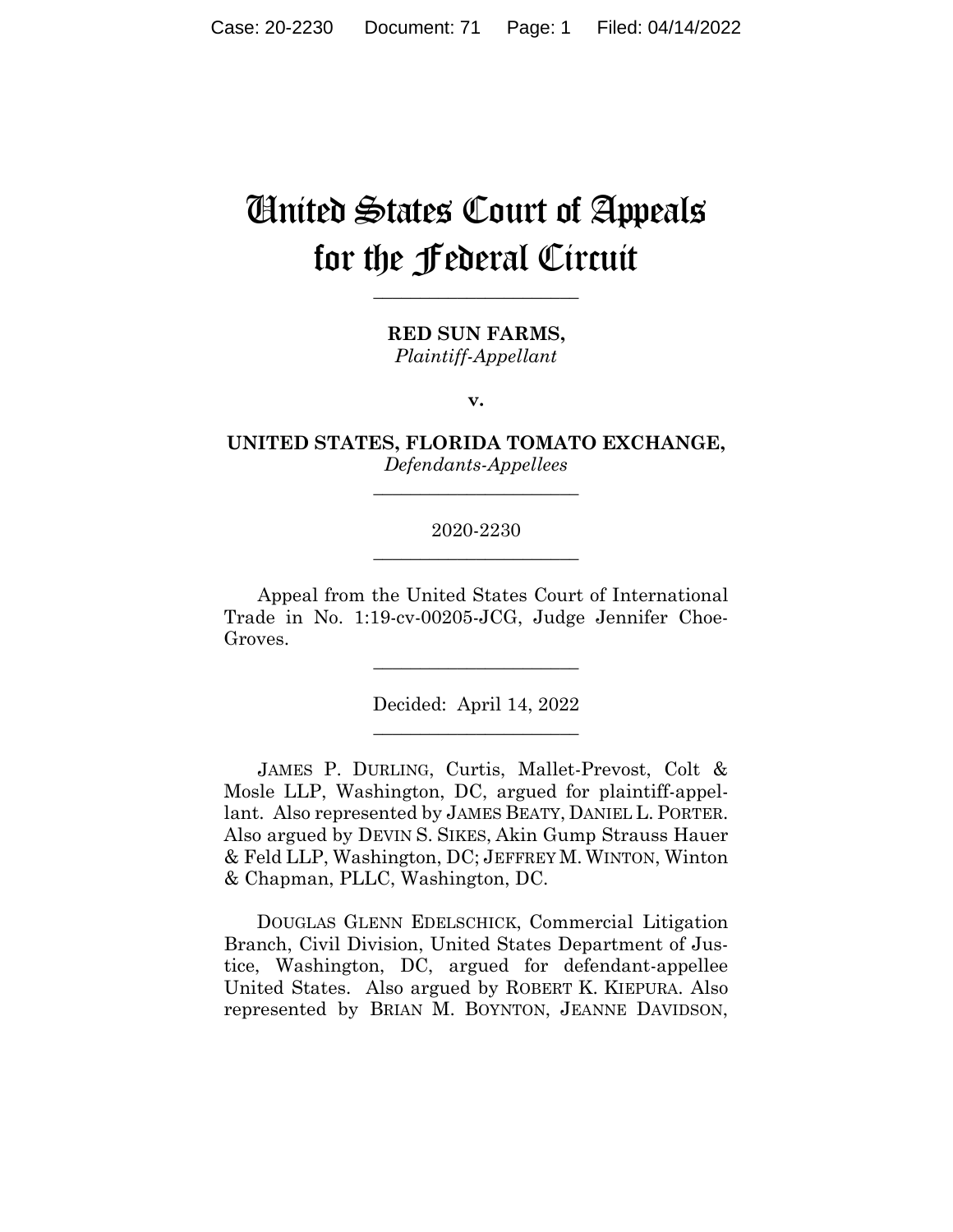# United States Court of Appeals for the Federal Circuit

______________________

**RED SUN FARMS,**
*Plaintiff-Appellant*

**v.**

**UNITED STATES, FLORIDA TOMATO EXCHANGE,**
*Defendants-Appellees*

______________________

2020-2230

______________________

Appeal from the United States Court of International Trade in No. 1:19-cv-00205-JCG, Judge Jennifer Choe-Groves.

______________________

Decided: April 14, 2022

______________________

JAMES P. DURLING, Curtis, Mallet-Prevost, Colt & Mosle LLP, Washington, DC, argued for plaintiff-appellant. Also represented by JAMES BEATY, DANIEL L. PORTER. Also argued by DEVIN S. SIKES, Akin Gump Strauss Hauer & Feld LLP, Washington, DC; JEFFREY M. WINTON, Winton & Chapman, PLLC, Washington, DC.

DOUGLAS GLENN EDELSCHICK, Commercial Litigation Branch, Civil Division, United States Department of Justice, Washington, DC, argued for defendant-appellee United States. Also argued by ROBERT K. KIEPURA. Also represented by BRIAN M. BOYNTON, JEANNE DAVIDSON,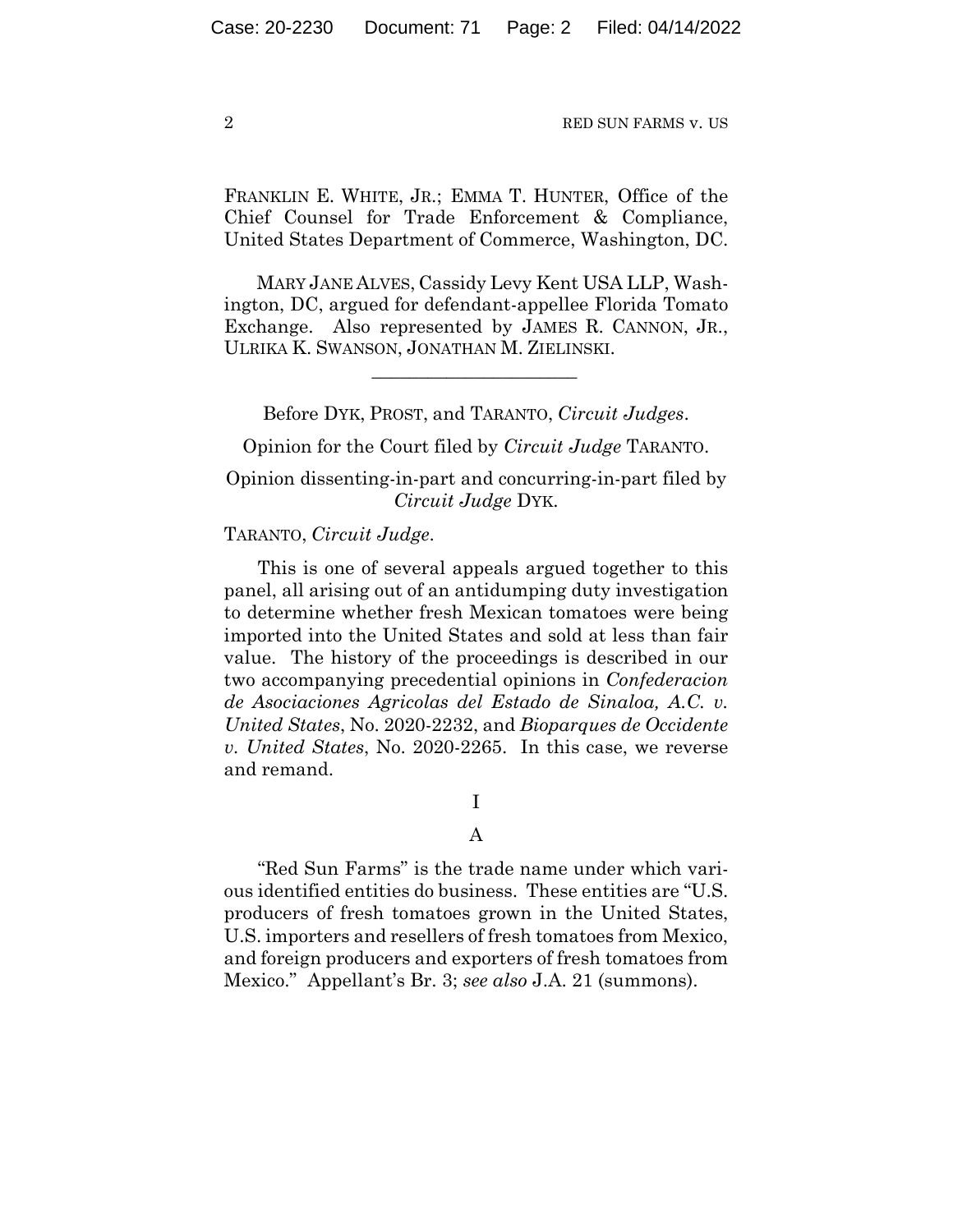FRANKLIN E. WHITE, JR.; EMMA T. HUNTER, Office of the Chief Counsel for Trade Enforcement & Compliance, United States Department of Commerce, Washington, DC.

MARY JANE ALVES, Cassidy Levy Kent USA LLP, Washington, DC, argued for defendant-appellee Florida Tomato Exchange. Also represented by JAMES R. CANNON, JR., ULRIKA K. SWANSON, JONATHAN M. ZIELINSKI.

---

Before DYK, PROST, and TARANTO, *Circuit Judges*.

Opinion for the Court filed by *Circuit Judge* TARANTO.

Opinion dissenting-in-part and concurring-in-part filed by *Circuit Judge* DYK.

TARANTO, *Circuit Judge*.

This is one of several appeals argued together to this panel, all arising out of an antidumping duty investigation to determine whether fresh Mexican tomatoes were being imported into the United States and sold at less than fair value. The history of the proceedings is described in our two accompanying precedential opinions in *Confederacion de Asociaciones Agricolas del Estado de Sinaloa, A.C. v. United States*, No. 2020-2232, and *Bioparques de Occidente v. United States*, No. 2020-2265. In this case, we reverse and remand.

# I

## A

"Red Sun Farms" is the trade name under which various identified entities do business. These entities are "U.S. producers of fresh tomatoes grown in the United States, U.S. importers and resellers of fresh tomatoes from Mexico, and foreign producers and exporters of fresh tomatoes from Mexico." Appellant's Br. 3; *see also* J.A. 21 (summons).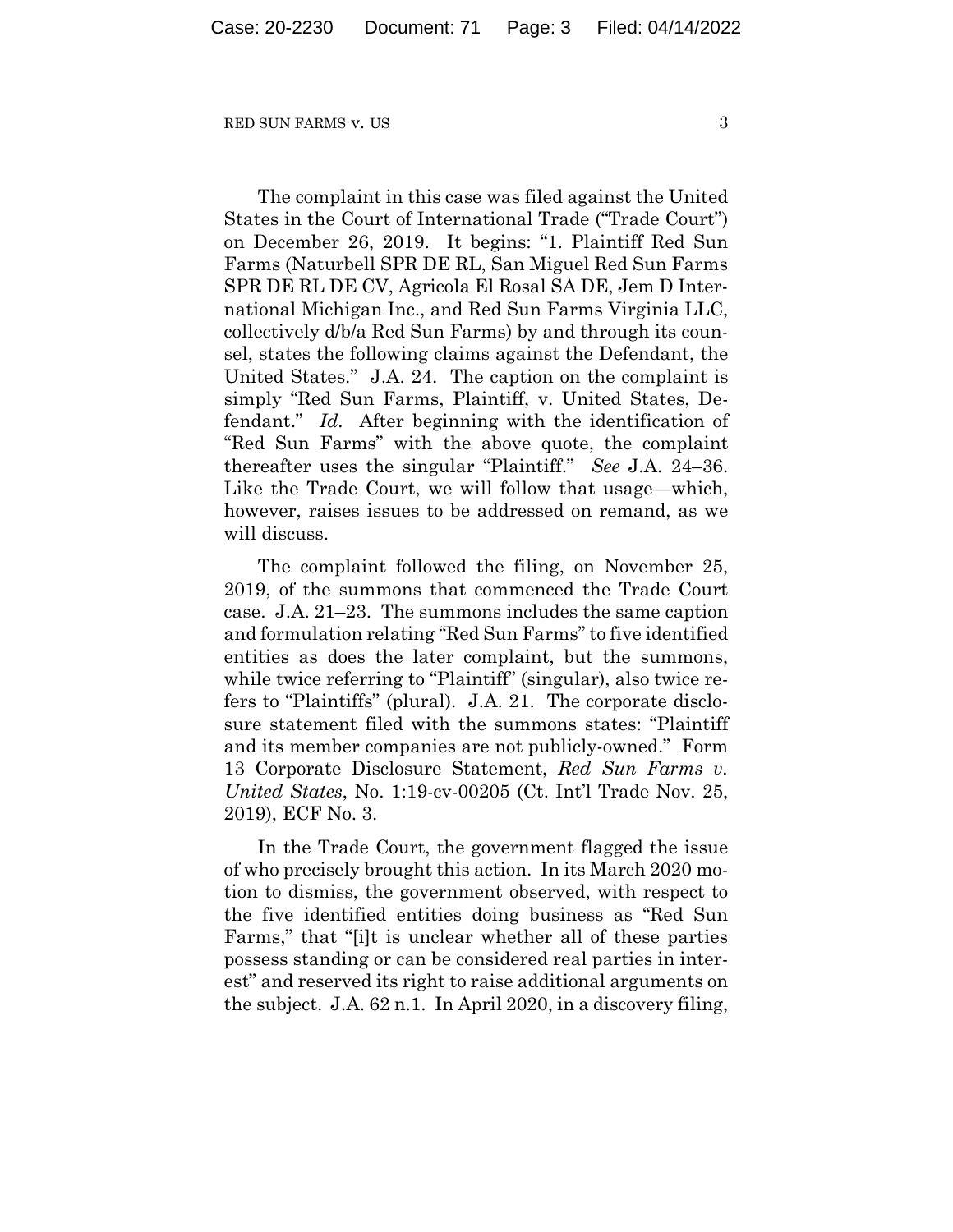The complaint in this case was filed against the United States in the Court of International Trade ("Trade Court") on December 26, 2019. It begins: "1. Plaintiff Red Sun Farms (Naturbell SPR DE RL, San Miguel Red Sun Farms SPR DE RL DE CV, Agricola El Rosal SA DE, Jem D International Michigan Inc., and Red Sun Farms Virginia LLC, collectively d/b/a Red Sun Farms) by and through its counsel, states the following claims against the Defendant, the United States." J.A. 24. The caption on the complaint is simply "Red Sun Farms, Plaintiff, v. United States, Defendant." *Id.* After beginning with the identification of "Red Sun Farms" with the above quote, the complaint thereafter uses the singular "Plaintiff." *See* J.A. 24–36. Like the Trade Court, we will follow that usage—which, however, raises issues to be addressed on remand, as we will discuss.

The complaint followed the filing, on November 25, 2019, of the summons that commenced the Trade Court case. J.A. 21–23. The summons includes the same caption and formulation relating "Red Sun Farms" to five identified entities as does the later complaint, but the summons, while twice referring to "Plaintiff" (singular), also twice refers to "Plaintiffs" (plural). J.A. 21. The corporate disclosure statement filed with the summons states: "Plaintiff and its member companies are not publicly-owned." Form 13 Corporate Disclosure Statement, *Red Sun Farms v. United States*, No. 1:19-cv-00205 (Ct. Int'l Trade Nov. 25, 2019), ECF No. 3.

In the Trade Court, the government flagged the issue of who precisely brought this action. In its March 2020 motion to dismiss, the government observed, with respect to the five identified entities doing business as "Red Sun Farms," that "[i]t is unclear whether all of these parties possess standing or can be considered real parties in interest" and reserved its right to raise additional arguments on the subject. J.A. 62 n.1. In April 2020, in a discovery filing,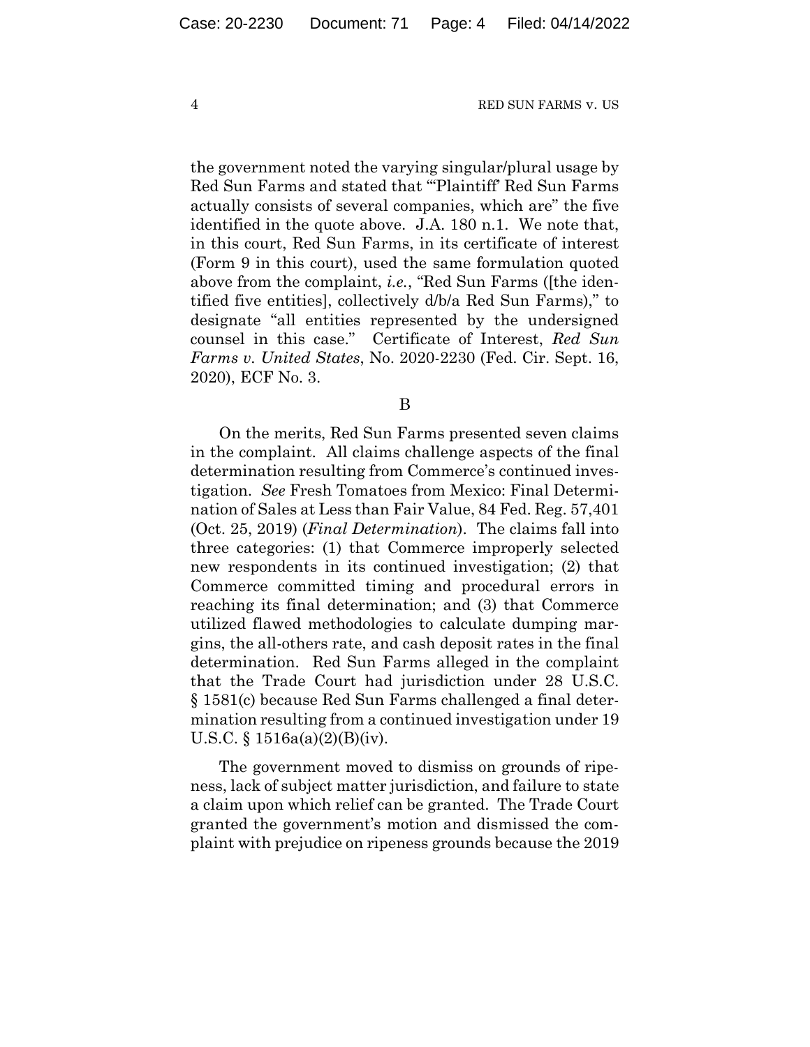the government noted the varying singular/plural usage by Red Sun Farms and stated that "'Plaintiff' Red Sun Farms actually consists of several companies, which are" the five identified in the quote above. J.A. 180 n.1. We note that, in this court, Red Sun Farms, in its certificate of interest (Form 9 in this court), used the same formulation quoted above from the complaint, *i.e.*, "Red Sun Farms ([the identified five entities], collectively d/b/a Red Sun Farms)," to designate "all entities represented by the undersigned counsel in this case." Certificate of Interest, *Red Sun Farms v. United States*, No. 2020-2230 (Fed. Cir. Sept. 16, 2020), ECF No. 3.

### B

On the merits, Red Sun Farms presented seven claims in the complaint. All claims challenge aspects of the final determination resulting from Commerce's continued investigation. *See* Fresh Tomatoes from Mexico: Final Determination of Sales at Less than Fair Value, 84 Fed. Reg. 57,401 (Oct. 25, 2019) (*Final Determination*). The claims fall into three categories: (1) that Commerce improperly selected new respondents in its continued investigation; (2) that Commerce committed timing and procedural errors in reaching its final determination; and (3) that Commerce utilized flawed methodologies to calculate dumping margins, the all-others rate, and cash deposit rates in the final determination. Red Sun Farms alleged in the complaint that the Trade Court had jurisdiction under 28 U.S.C. § 1581(c) because Red Sun Farms challenged a final determination resulting from a continued investigation under 19 U.S.C. § 1516a(a)(2)(B)(iv).

The government moved to dismiss on grounds of ripeness, lack of subject matter jurisdiction, and failure to state a claim upon which relief can be granted. The Trade Court granted the government's motion and dismissed the complaint with prejudice on ripeness grounds because the 2019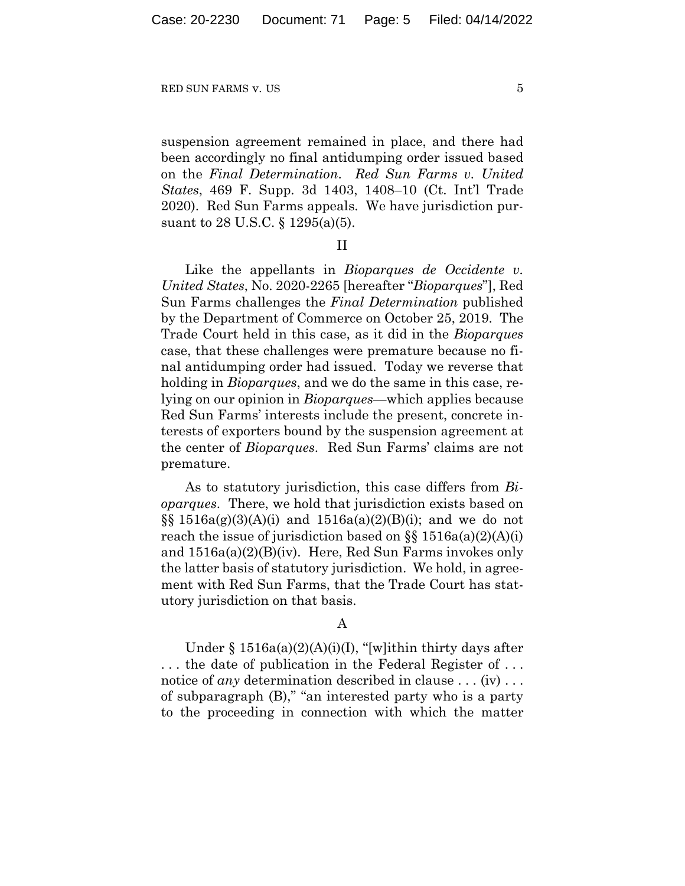suspension agreement remained in place, and there had been accordingly no final antidumping order issued based on the *Final Determination*. *Red Sun Farms v. United States*, 469 F. Supp. 3d 1403, 1408–10 (Ct. Int'l Trade 2020). Red Sun Farms appeals. We have jurisdiction pursuant to 28 U.S.C. § 1295(a)(5).

II

Like the appellants in *Bioparques de Occidente v. United States*, No. 2020-2265 [hereafter "*Bioparques*"], Red Sun Farms challenges the *Final Determination* published by the Department of Commerce on October 25, 2019. The Trade Court held in this case, as it did in the *Bioparques* case, that these challenges were premature because no final antidumping order had issued. Today we reverse that holding in *Bioparques*, and we do the same in this case, relying on our opinion in *Bioparques*—which applies because Red Sun Farms' interests include the present, concrete interests of exporters bound by the suspension agreement at the center of *Bioparques*. Red Sun Farms' claims are not premature.

As to statutory jurisdiction, this case differs from *Bioparques*. There, we hold that jurisdiction exists based on §§ 1516a(g)(3)(A)(i) and 1516a(a)(2)(B)(i); and we do not reach the issue of jurisdiction based on §§ 1516a(a)(2)(A)(i) and 1516a(a)(2)(B)(iv). Here, Red Sun Farms invokes only the latter basis of statutory jurisdiction. We hold, in agreement with Red Sun Farms, that the Trade Court has statutory jurisdiction on that basis.

A

Under § 1516a(a)(2)(A)(i)(I), "[w]ithin thirty days after . . . the date of publication in the Federal Register of . . . notice of *any* determination described in clause . . . (iv) . . . of subparagraph (B)," "an interested party who is a party to the proceeding in connection with which the matter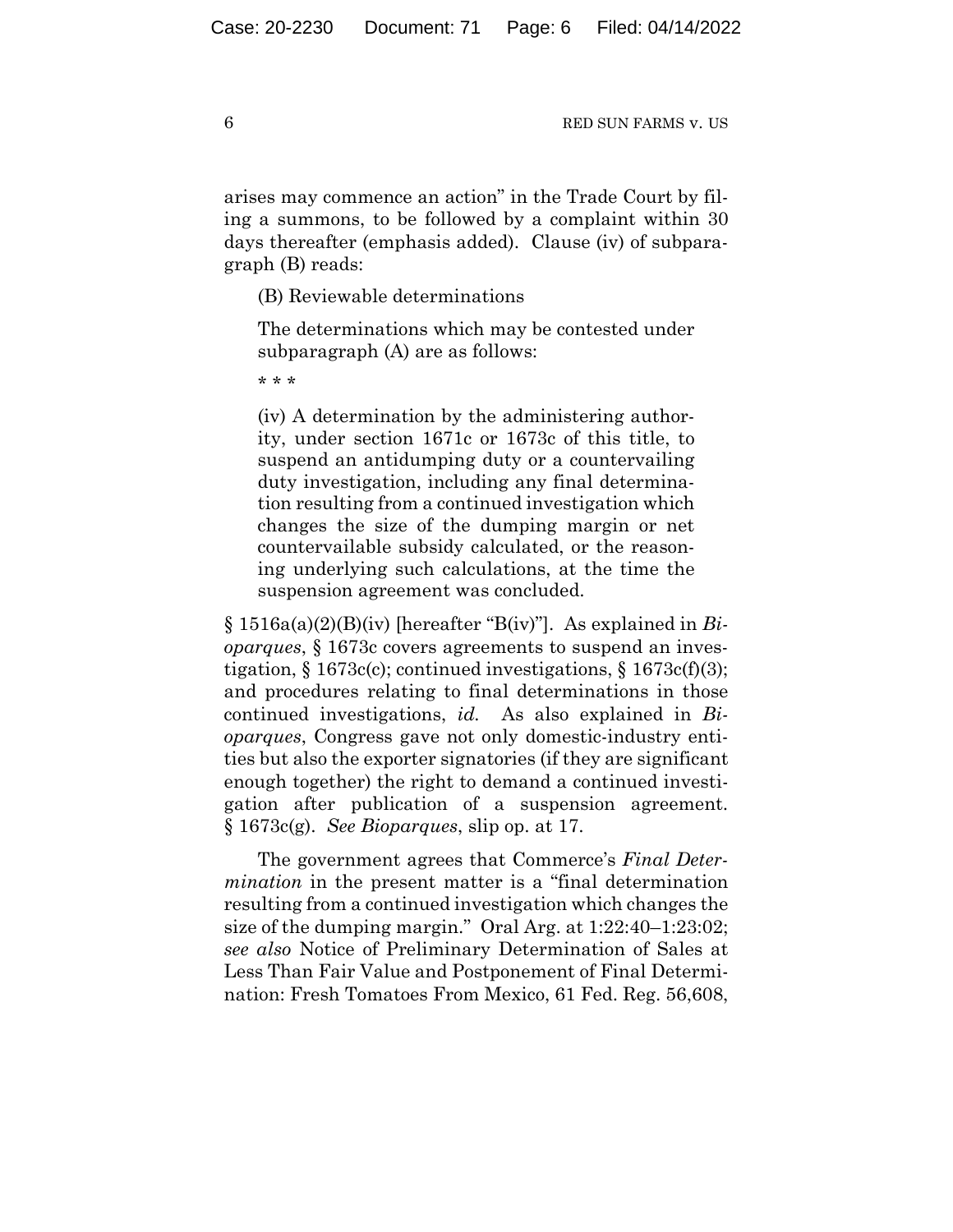arises may commence an action" in the Trade Court by filing a summons, to be followed by a complaint within 30 days thereafter (emphasis added). Clause (iv) of subparagraph (B) reads:

> (B) Reviewable determinations
>
> The determinations which may be contested under subparagraph (A) are as follows:
>
> \* \* \*
>
> (iv) A determination by the administering authority, under section 1671c or 1673c of this title, to suspend an antidumping duty or a countervailing duty investigation, including any final determination resulting from a continued investigation which changes the size of the dumping margin or net countervailable subsidy calculated, or the reasoning underlying such calculations, at the time the suspension agreement was concluded.

§ 1516a(a)(2)(B)(iv) [hereafter "B(iv)"]. As explained in *Bioparques*, § 1673c covers agreements to suspend an investigation, § 1673c(c); continued investigations, § 1673c(f)(3); and procedures relating to final determinations in those continued investigations, *id.* As also explained in *Bioparques*, Congress gave not only domestic-industry entities but also the exporter signatories (if they are significant enough together) the right to demand a continued investigation after publication of a suspension agreement. § 1673c(g). *See Bioparques*, slip op. at 17.

The government agrees that Commerce's *Final Determination* in the present matter is a "final determination resulting from a continued investigation which changes the size of the dumping margin." Oral Arg. at 1:22:40–1:23:02; *see also* Notice of Preliminary Determination of Sales at Less Than Fair Value and Postponement of Final Determination: Fresh Tomatoes From Mexico, 61 Fed. Reg. 56,608,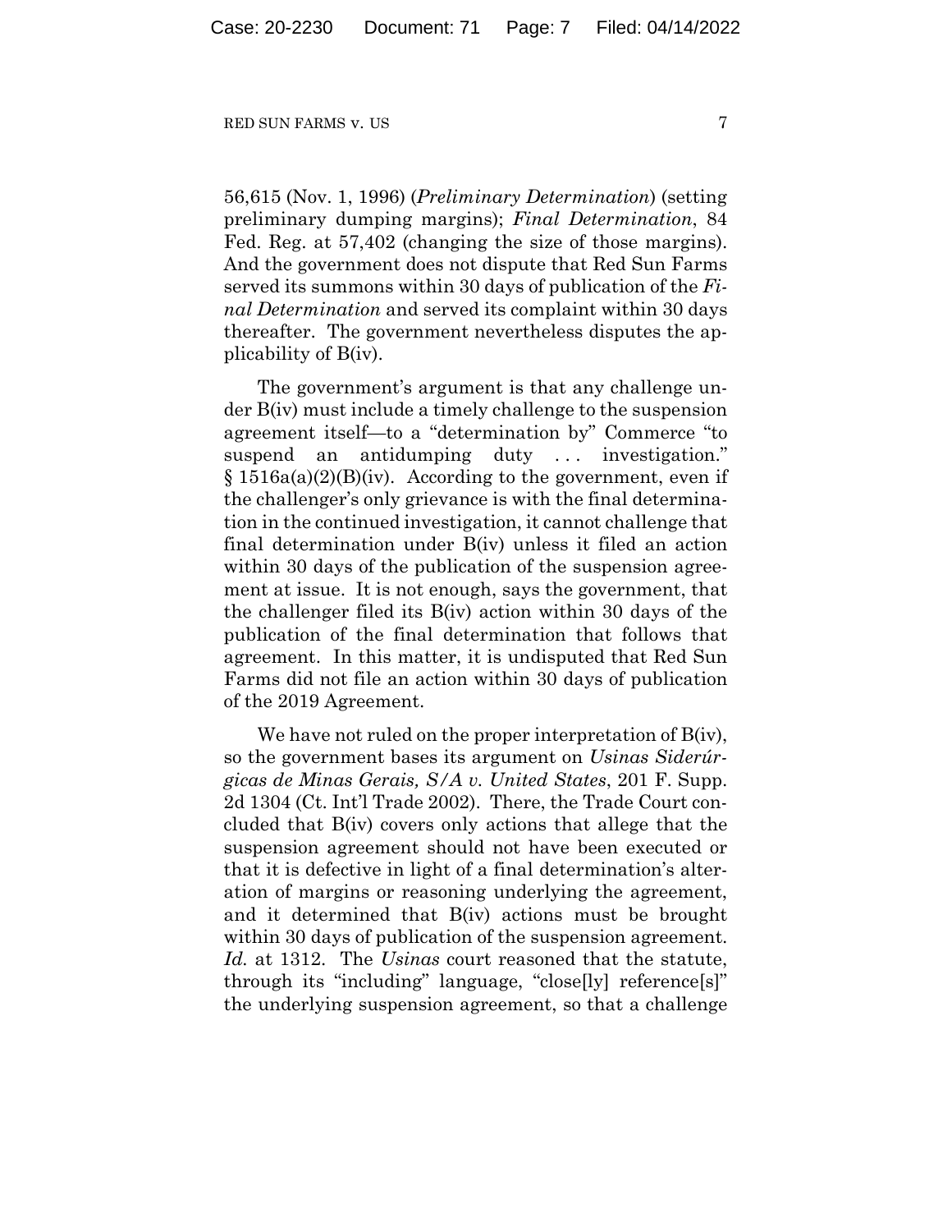56,615 (Nov. 1, 1996) (*Preliminary Determination*) (setting preliminary dumping margins); *Final Determination*, 84 Fed. Reg. at 57,402 (changing the size of those margins). And the government does not dispute that Red Sun Farms served its summons within 30 days of publication of the *Final Determination* and served its complaint within 30 days thereafter. The government nevertheless disputes the applicability of B(iv).

The government's argument is that any challenge under B(iv) must include a timely challenge to the suspension agreement itself—to a "determination by" Commerce "to suspend an antidumping duty . . . investigation." § 1516a(a)(2)(B)(iv). According to the government, even if the challenger's only grievance is with the final determination in the continued investigation, it cannot challenge that final determination under B(iv) unless it filed an action within 30 days of the publication of the suspension agreement at issue. It is not enough, says the government, that the challenger filed its B(iv) action within 30 days of the publication of the final determination that follows that agreement. In this matter, it is undisputed that Red Sun Farms did not file an action within 30 days of publication of the 2019 Agreement.

We have not ruled on the proper interpretation of B(iv), so the government bases its argument on *Usinas Siderúrgicas de Minas Gerais, S/A v. United States*, 201 F. Supp. 2d 1304 (Ct. Int'l Trade 2002). There, the Trade Court concluded that B(iv) covers only actions that allege that the suspension agreement should not have been executed or that it is defective in light of a final determination's alteration of margins or reasoning underlying the agreement, and it determined that B(iv) actions must be brought within 30 days of publication of the suspension agreement. *Id.* at 1312. The *Usinas* court reasoned that the statute, through its "including" language, "close[ly] reference[s]" the underlying suspension agreement, so that a challenge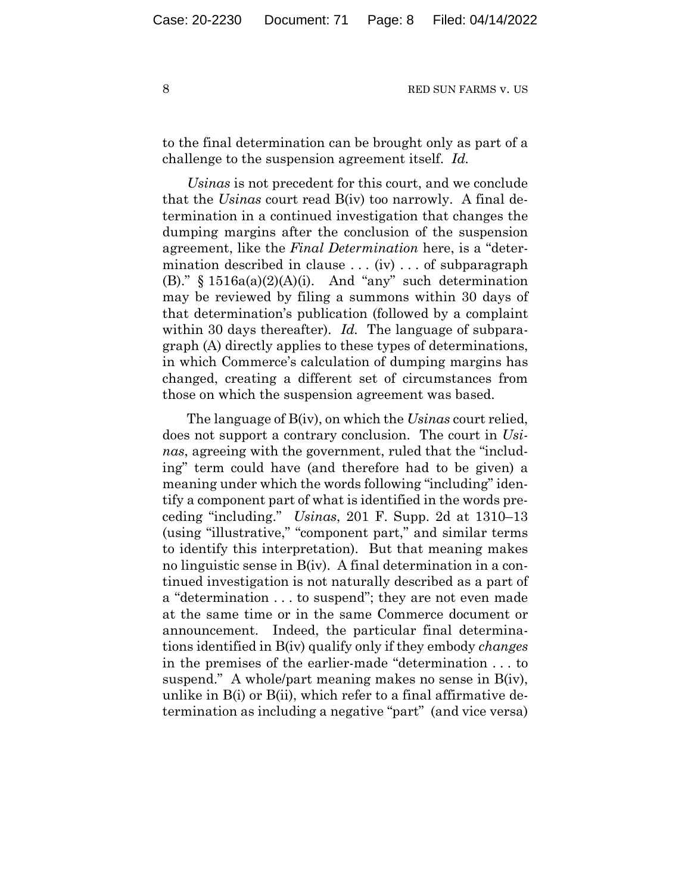to the final determination can be brought only as part of a challenge to the suspension agreement itself. *Id.*

*Usinas* is not precedent for this court, and we conclude that the *Usinas* court read B(iv) too narrowly. A final determination in a continued investigation that changes the dumping margins after the conclusion of the suspension agreement, like the *Final Determination* here, is a "determination described in clause . . . (iv) . . . of subparagraph (B)." § 1516a(a)(2)(A)(i). And "any" such determination may be reviewed by filing a summons within 30 days of that determination's publication (followed by a complaint within 30 days thereafter). *Id.* The language of subparagraph (A) directly applies to these types of determinations, in which Commerce's calculation of dumping margins has changed, creating a different set of circumstances from those on which the suspension agreement was based.

The language of B(iv), on which the *Usinas* court relied, does not support a contrary conclusion. The court in *Usinas*, agreeing with the government, ruled that the "including" term could have (and therefore had to be given) a meaning under which the words following "including" identify a component part of what is identified in the words preceding "including." *Usinas*, 201 F. Supp. 2d at 1310–13 (using "illustrative," "component part," and similar terms to identify this interpretation). But that meaning makes no linguistic sense in B(iv). A final determination in a continued investigation is not naturally described as a part of a "determination . . . to suspend"; they are not even made at the same time or in the same Commerce document or announcement. Indeed, the particular final determinations identified in B(iv) qualify only if they embody *changes* in the premises of the earlier-made "determination . . . to suspend." A whole/part meaning makes no sense in B(iv), unlike in B(i) or B(ii), which refer to a final affirmative determination as including a negative "part" (and vice versa)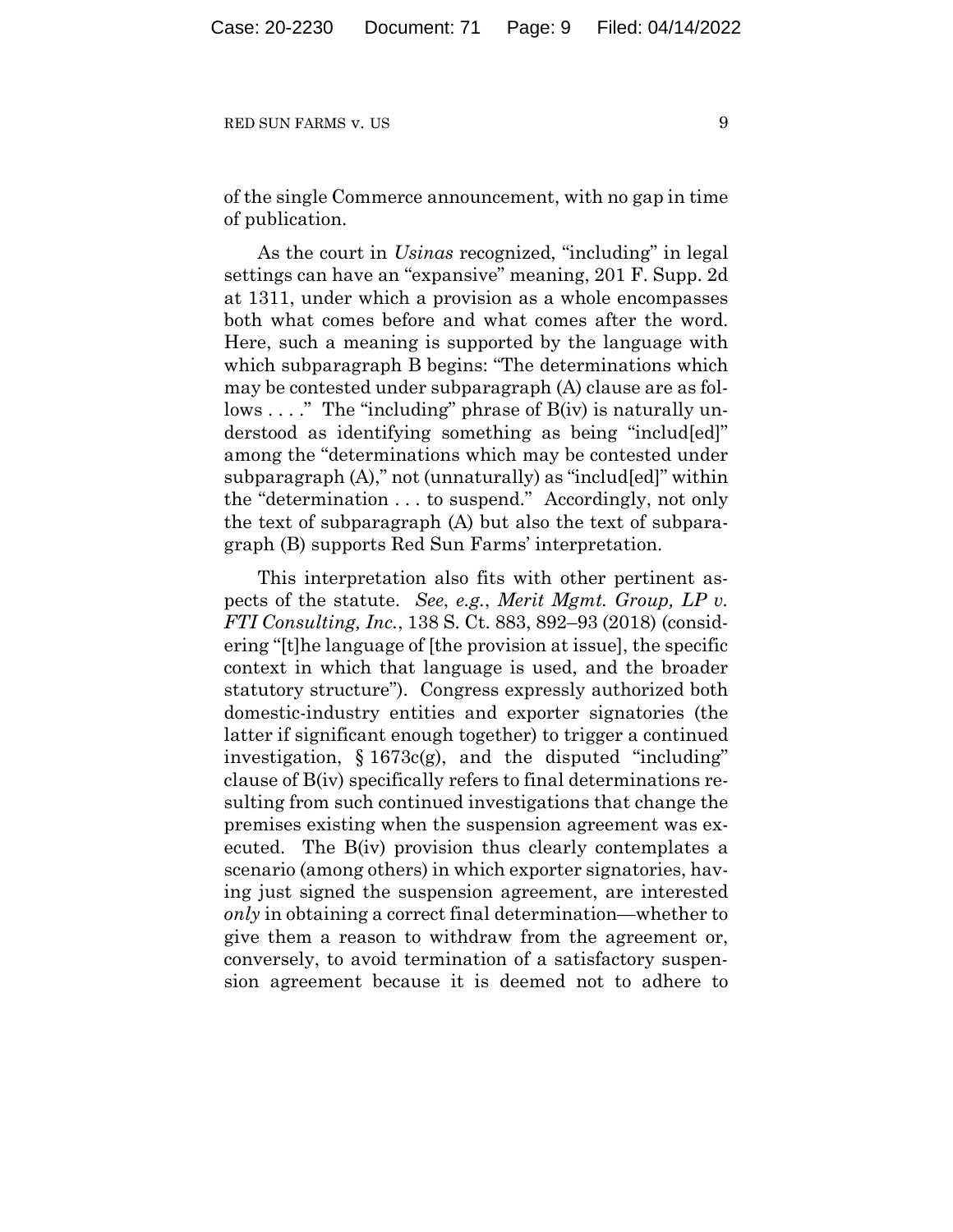of the single Commerce announcement, with no gap in time of publication.

As the court in *Usinas* recognized, "including" in legal settings can have an "expansive" meaning, 201 F. Supp. 2d at 1311, under which a provision as a whole encompasses both what comes before and what comes after the word. Here, such a meaning is supported by the language with which subparagraph B begins: "The determinations which may be contested under subparagraph (A) clause are as follows . . . ." The "including" phrase of B(iv) is naturally understood as identifying something as being "includ[ed]" among the "determinations which may be contested under subparagraph (A)," not (unnaturally) as "includ[ed]" within the "determination . . . to suspend." Accordingly, not only the text of subparagraph (A) but also the text of subparagraph (B) supports Red Sun Farms' interpretation.

This interpretation also fits with other pertinent aspects of the statute. *See*, *e.g.*, *Merit Mgmt. Group, LP v. FTI Consulting, Inc.*, 138 S. Ct. 883, 892–93 (2018) (considering "[t]he language of [the provision at issue], the specific context in which that language is used, and the broader statutory structure"). Congress expressly authorized both domestic-industry entities and exporter signatories (the latter if significant enough together) to trigger a continued investigation, § 1673c(g), and the disputed "including" clause of B(iv) specifically refers to final determinations resulting from such continued investigations that change the premises existing when the suspension agreement was executed. The B(iv) provision thus clearly contemplates a scenario (among others) in which exporter signatories, having just signed the suspension agreement, are interested *only* in obtaining a correct final determination—whether to give them a reason to withdraw from the agreement or, conversely, to avoid termination of a satisfactory suspension agreement because it is deemed not to adhere to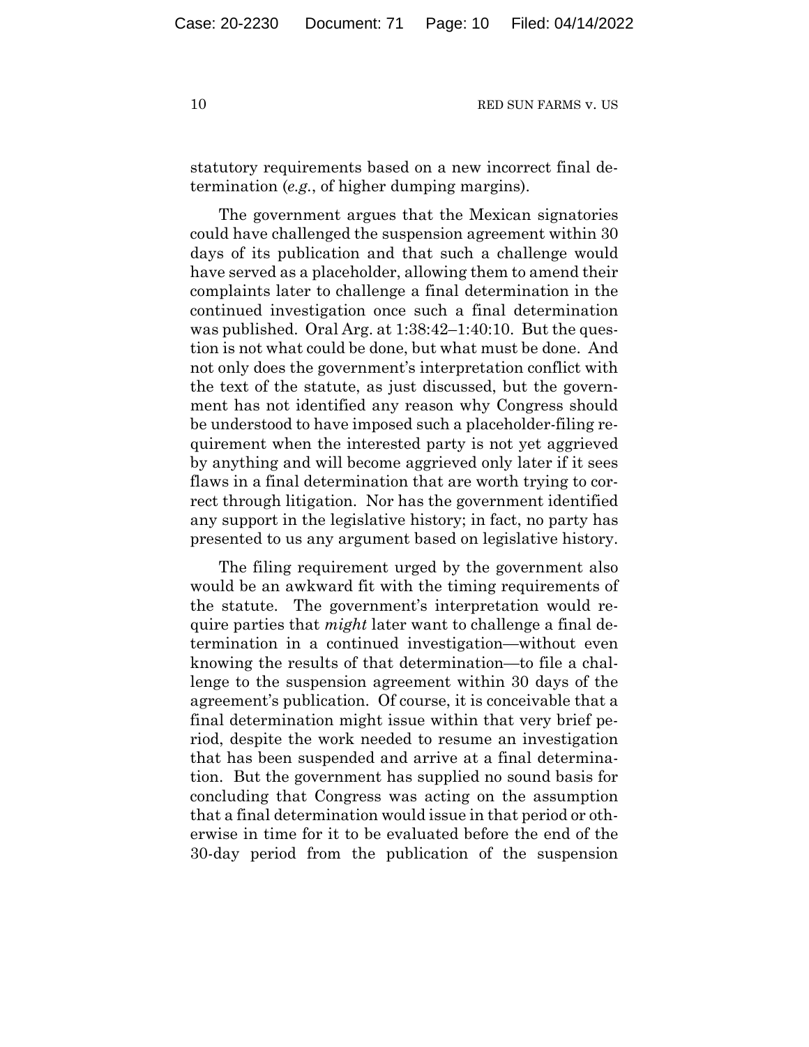statutory requirements based on a new incorrect final determination (*e.g.*, of higher dumping margins).

The government argues that the Mexican signatories could have challenged the suspension agreement within 30 days of its publication and that such a challenge would have served as a placeholder, allowing them to amend their complaints later to challenge a final determination in the continued investigation once such a final determination was published. Oral Arg. at 1:38:42–1:40:10. But the question is not what could be done, but what must be done. And not only does the government's interpretation conflict with the text of the statute, as just discussed, but the government has not identified any reason why Congress should be understood to have imposed such a placeholder-filing requirement when the interested party is not yet aggrieved by anything and will become aggrieved only later if it sees flaws in a final determination that are worth trying to correct through litigation. Nor has the government identified any support in the legislative history; in fact, no party has presented to us any argument based on legislative history.

The filing requirement urged by the government also would be an awkward fit with the timing requirements of the statute. The government's interpretation would require parties that *might* later want to challenge a final determination in a continued investigation—without even knowing the results of that determination—to file a challenge to the suspension agreement within 30 days of the agreement's publication. Of course, it is conceivable that a final determination might issue within that very brief period, despite the work needed to resume an investigation that has been suspended and arrive at a final determination. But the government has supplied no sound basis for concluding that Congress was acting on the assumption that a final determination would issue in that period or otherwise in time for it to be evaluated before the end of the 30-day period from the publication of the suspension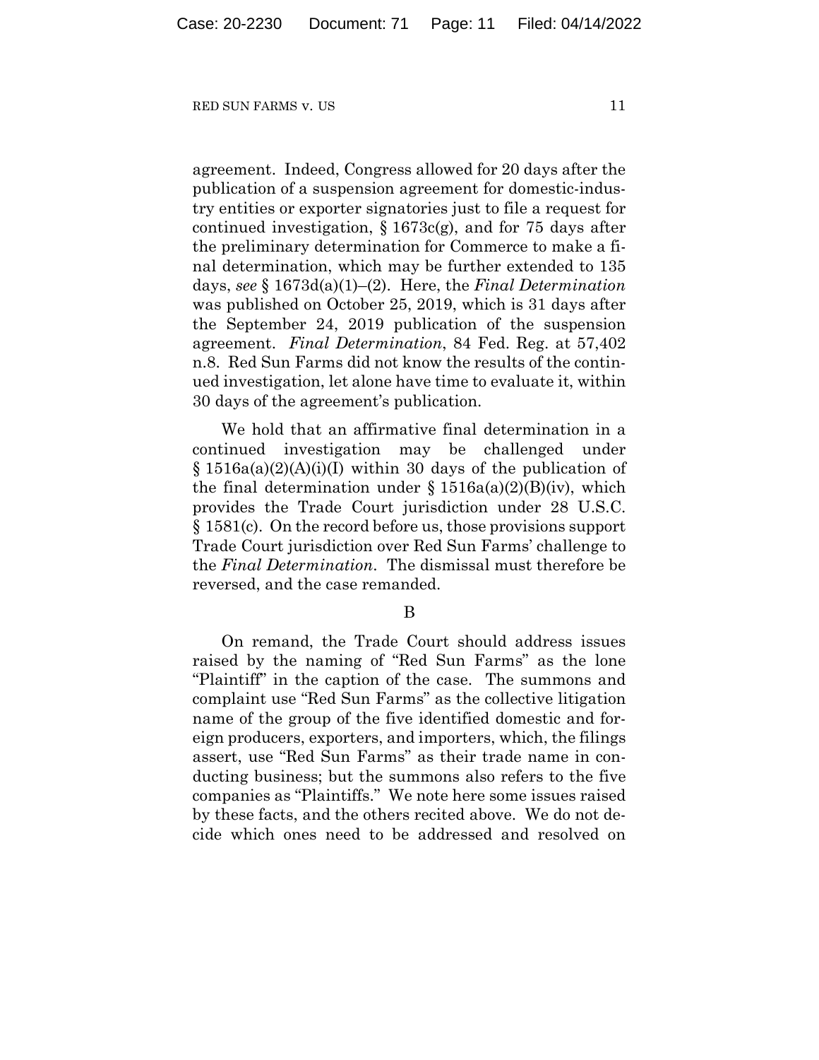agreement. Indeed, Congress allowed for 20 days after the publication of a suspension agreement for domestic-industry entities or exporter signatories just to file a request for continued investigation, § 1673c(g), and for 75 days after the preliminary determination for Commerce to make a final determination, which may be further extended to 135 days, *see* § 1673d(a)(1)–(2). Here, the *Final Determination* was published on October 25, 2019, which is 31 days after the September 24, 2019 publication of the suspension agreement. *Final Determination*, 84 Fed. Reg. at 57,402 n.8. Red Sun Farms did not know the results of the continued investigation, let alone have time to evaluate it, within 30 days of the agreement's publication.

We hold that an affirmative final determination in a continued investigation may be challenged under § 1516a(a)(2)(A)(i)(I) within 30 days of the publication of the final determination under § 1516a(a)(2)(B)(iv), which provides the Trade Court jurisdiction under 28 U.S.C. § 1581(c). On the record before us, those provisions support Trade Court jurisdiction over Red Sun Farms' challenge to the *Final Determination*. The dismissal must therefore be reversed, and the case remanded.

B

On remand, the Trade Court should address issues raised by the naming of "Red Sun Farms" as the lone "Plaintiff" in the caption of the case. The summons and complaint use "Red Sun Farms" as the collective litigation name of the group of the five identified domestic and foreign producers, exporters, and importers, which, the filings assert, use "Red Sun Farms" as their trade name in conducting business; but the summons also refers to the five companies as "Plaintiffs." We note here some issues raised by these facts, and the others recited above. We do not decide which ones need to be addressed and resolved on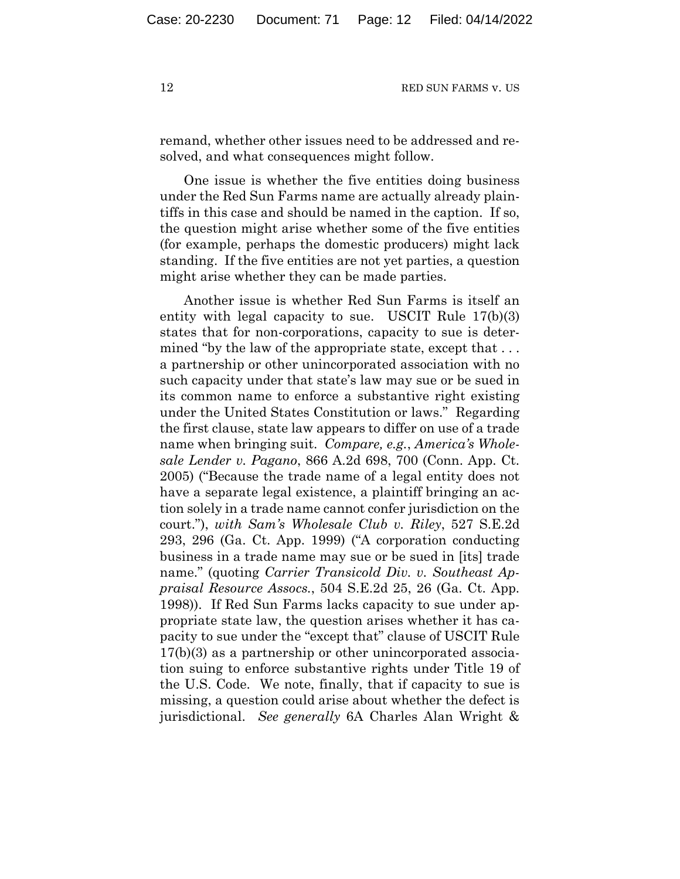remand, whether other issues need to be addressed and resolved, and what consequences might follow.

One issue is whether the five entities doing business under the Red Sun Farms name are actually already plaintiffs in this case and should be named in the caption. If so, the question might arise whether some of the five entities (for example, perhaps the domestic producers) might lack standing. If the five entities are not yet parties, a question might arise whether they can be made parties.

Another issue is whether Red Sun Farms is itself an entity with legal capacity to sue. USCIT Rule 17(b)(3) states that for non-corporations, capacity to sue is determined "by the law of the appropriate state, except that . . . a partnership or other unincorporated association with no such capacity under that state's law may sue or be sued in its common name to enforce a substantive right existing under the United States Constitution or laws." Regarding the first clause, state law appears to differ on use of a trade name when bringing suit. *Compare, e.g.*, *America's Wholesale Lender v. Pagano*, 866 A.2d 698, 700 (Conn. App. Ct. 2005) ("Because the trade name of a legal entity does not have a separate legal existence, a plaintiff bringing an action solely in a trade name cannot confer jurisdiction on the court."), *with Sam's Wholesale Club v. Riley*, 527 S.E.2d 293, 296 (Ga. Ct. App. 1999) ("A corporation conducting business in a trade name may sue or be sued in [its] trade name." (quoting *Carrier Transicold Div. v. Southeast Appraisal Resource Assocs.*, 504 S.E.2d 25, 26 (Ga. Ct. App. 1998)). If Red Sun Farms lacks capacity to sue under appropriate state law, the question arises whether it has capacity to sue under the "except that" clause of USCIT Rule 17(b)(3) as a partnership or other unincorporated association suing to enforce substantive rights under Title 19 of the U.S. Code. We note, finally, that if capacity to sue is missing, a question could arise about whether the defect is jurisdictional. *See generally* 6A Charles Alan Wright &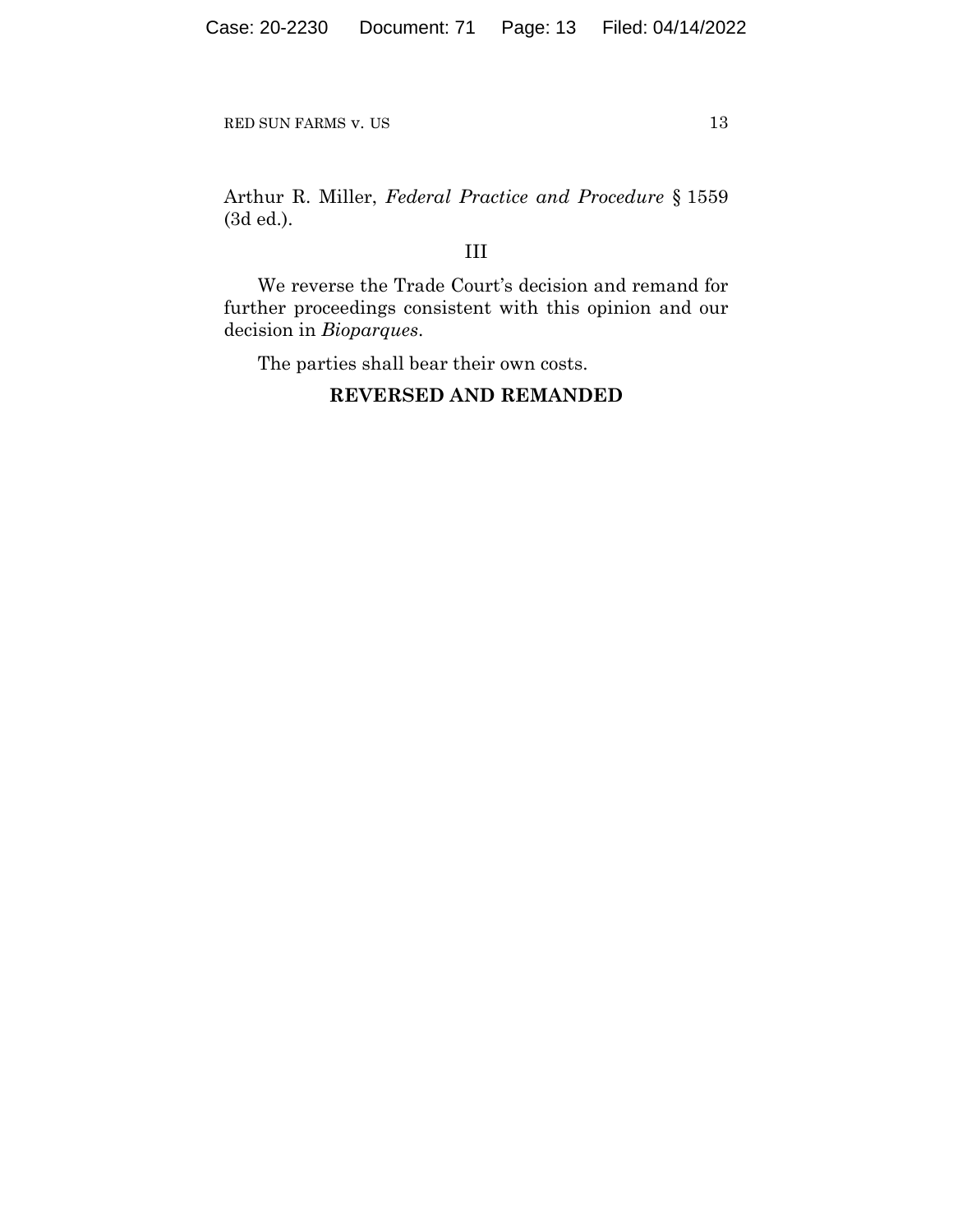Arthur R. Miller, *Federal Practice and Procedure* § 1559 (3d ed.).

## III

We reverse the Trade Court's decision and remand for further proceedings consistent with this opinion and our decision in *Bioparques*.

The parties shall bear their own costs.

**REVERSED AND REMANDED**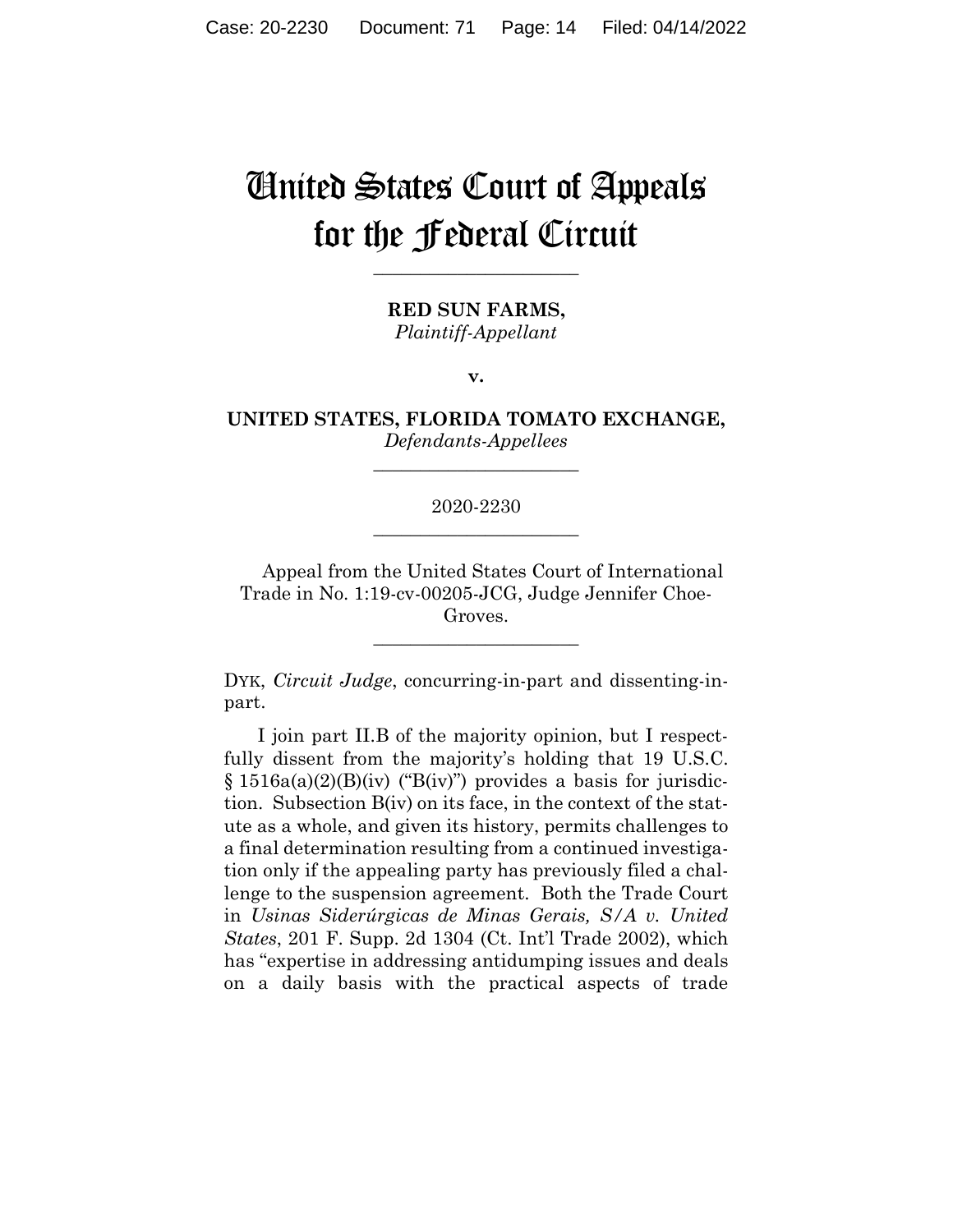# United States Court of Appeals for the Federal Circuit

---

**RED SUN FARMS,**
*Plaintiff-Appellant*

**v.**

**UNITED STATES, FLORIDA TOMATO EXCHANGE,**
*Defendants-Appellees*

---

2020-2230

---

Appeal from the United States Court of International Trade in No. 1:19-cv-00205-JCG, Judge Jennifer Choe-Groves.

---

DYK, *Circuit Judge*, concurring-in-part and dissenting-in-part.

I join part II.B of the majority opinion, but I respectfully dissent from the majority's holding that 19 U.S.C. § 1516a(a)(2)(B)(iv) ("B(iv)") provides a basis for jurisdiction. Subsection B(iv) on its face, in the context of the statute as a whole, and given its history, permits challenges to a final determination resulting from a continued investigation only if the appealing party has previously filed a challenge to the suspension agreement. Both the Trade Court in *Usinas Siderúrgicas de Minas Gerais, S/A v. United States*, 201 F. Supp. 2d 1304 (Ct. Int'l Trade 2002), which has "expertise in addressing antidumping issues and deals on a daily basis with the practical aspects of trade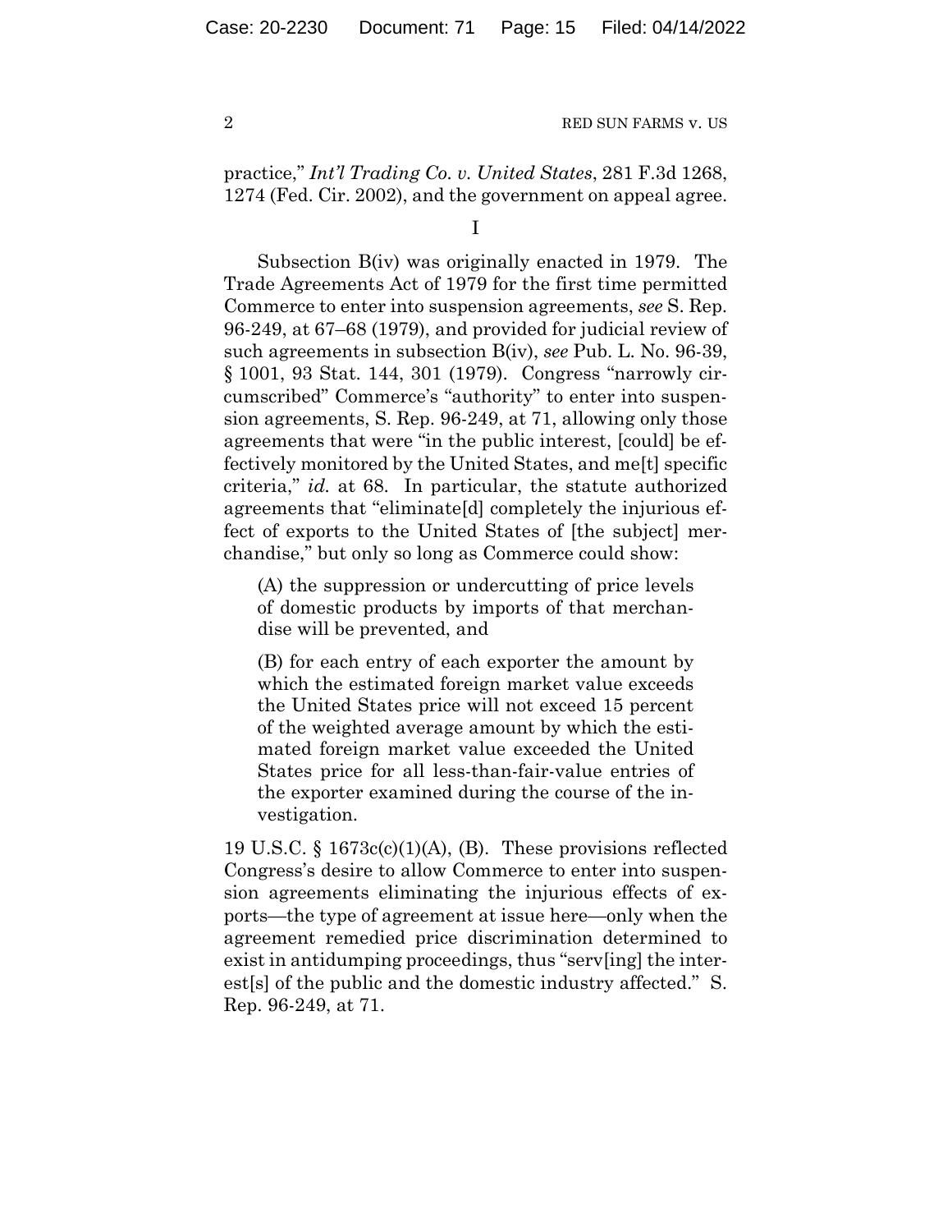practice," *Int'l Trading Co. v. United States*, 281 F.3d 1268, 1274 (Fed. Cir. 2002), and the government on appeal agree.

I

Subsection B(iv) was originally enacted in 1979. The Trade Agreements Act of 1979 for the first time permitted Commerce to enter into suspension agreements, *see* S. Rep. 96-249, at 67–68 (1979), and provided for judicial review of such agreements in subsection B(iv), *see* Pub. L. No. 96-39, § 1001, 93 Stat. 144, 301 (1979). Congress "narrowly circumscribed" Commerce's "authority" to enter into suspension agreements, S. Rep. 96-249, at 71, allowing only those agreements that were "in the public interest, [could] be effectively monitored by the United States, and me[t] specific criteria," *id.* at 68. In particular, the statute authorized agreements that "eliminate[d] completely the injurious effect of exports to the United States of [the subject] merchandise," but only so long as Commerce could show:

> (A) the suppression or undercutting of price levels of domestic products by imports of that merchandise will be prevented, and
>
> (B) for each entry of each exporter the amount by which the estimated foreign market value exceeds the United States price will not exceed 15 percent of the weighted average amount by which the estimated foreign market value exceeded the United States price for all less-than-fair-value entries of the exporter examined during the course of the investigation.

19 U.S.C. § 1673c(c)(1)(A), (B). These provisions reflected Congress's desire to allow Commerce to enter into suspension agreements eliminating the injurious effects of exports—the type of agreement at issue here—only when the agreement remedied price discrimination determined to exist in antidumping proceedings, thus "serv[ing] the interest[s] of the public and the domestic industry affected." S. Rep. 96-249, at 71.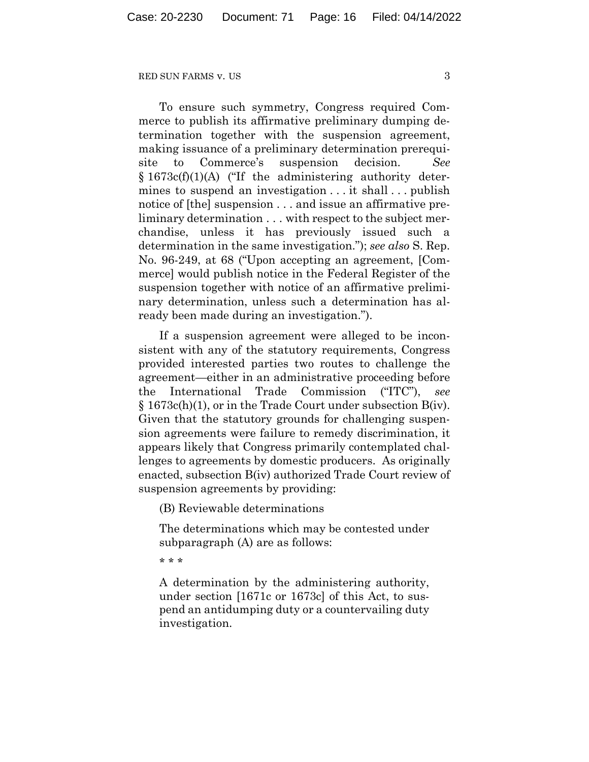To ensure such symmetry, Congress required Commerce to publish its affirmative preliminary dumping determination together with the suspension agreement, making issuance of a preliminary determination prerequisite to Commerce's suspension decision. *See* § 1673c(f)(1)(A) ("If the administering authority determines to suspend an investigation . . . it shall . . . publish notice of [the] suspension . . . and issue an affirmative preliminary determination . . . with respect to the subject merchandise, unless it has previously issued such a determination in the same investigation."); *see also* S. Rep. No. 96-249, at 68 ("Upon accepting an agreement, [Commerce] would publish notice in the Federal Register of the suspension together with notice of an affirmative preliminary determination, unless such a determination has already been made during an investigation.").

If a suspension agreement were alleged to be inconsistent with any of the statutory requirements, Congress provided interested parties two routes to challenge the agreement—either in an administrative proceeding before the International Trade Commission ("ITC"), *see* § 1673c(h)(1), or in the Trade Court under subsection B(iv). Given that the statutory grounds for challenging suspension agreements were failure to remedy discrimination, it appears likely that Congress primarily contemplated challenges to agreements by domestic producers. As originally enacted, subsection B(iv) authorized Trade Court review of suspension agreements by providing:

> (B) Reviewable determinations
>
> The determinations which may be contested under subparagraph (A) are as follows:
>
> * * *
>
> A determination by the administering authority, under section [1671c or 1673c] of this Act, to suspend an antidumping duty or a countervailing duty investigation.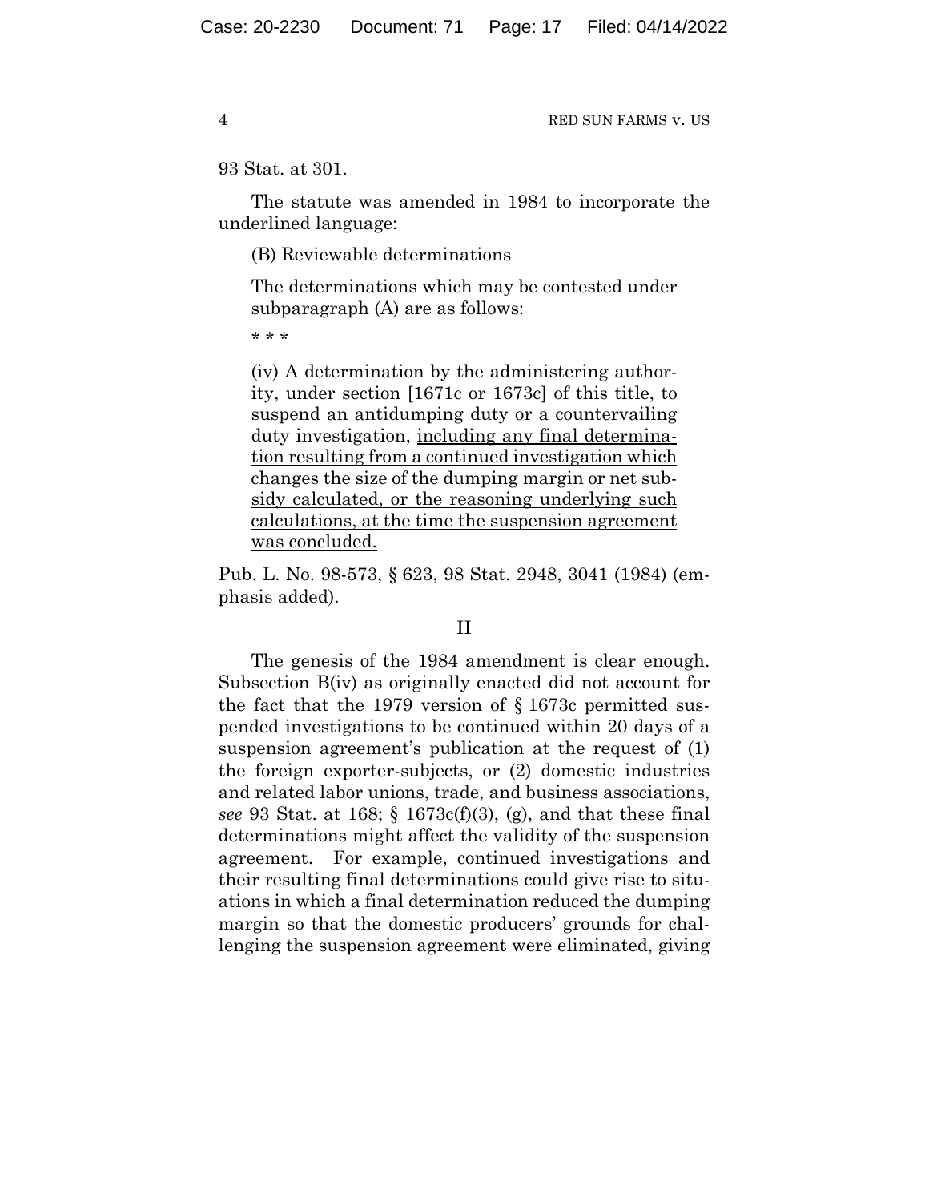93 Stat. at 301.

The statute was amended in 1984 to incorporate the underlined language:

> (B) Reviewable determinations
>
> The determinations which may be contested under subparagraph (A) are as follows:
>
> \* \* \*
>
> (iv) A determination by the administering authority, under section [1671c or 1673c] of this title, to suspend an antidumping duty or a countervailing duty investigation, <u>including any final determination resulting from a continued investigation which changes the size of the dumping margin or net subsidy calculated, or the reasoning underlying such calculations, at the time the suspension agreement was concluded.</u>

Pub. L. No. 98-573, § 623, 98 Stat. 2948, 3041 (1984) (emphasis added).

## II

The genesis of the 1984 amendment is clear enough. Subsection B(iv) as originally enacted did not account for the fact that the 1979 version of § 1673c permitted suspended investigations to be continued within 20 days of a suspension agreement's publication at the request of (1) the foreign exporter-subjects, or (2) domestic industries and related labor unions, trade, and business associations, *see* 93 Stat. at 168; § 1673c(f)(3), (g), and that these final determinations might affect the validity of the suspension agreement. For example, continued investigations and their resulting final determinations could give rise to situations in which a final determination reduced the dumping margin so that the domestic producers' grounds for challenging the suspension agreement were eliminated, giving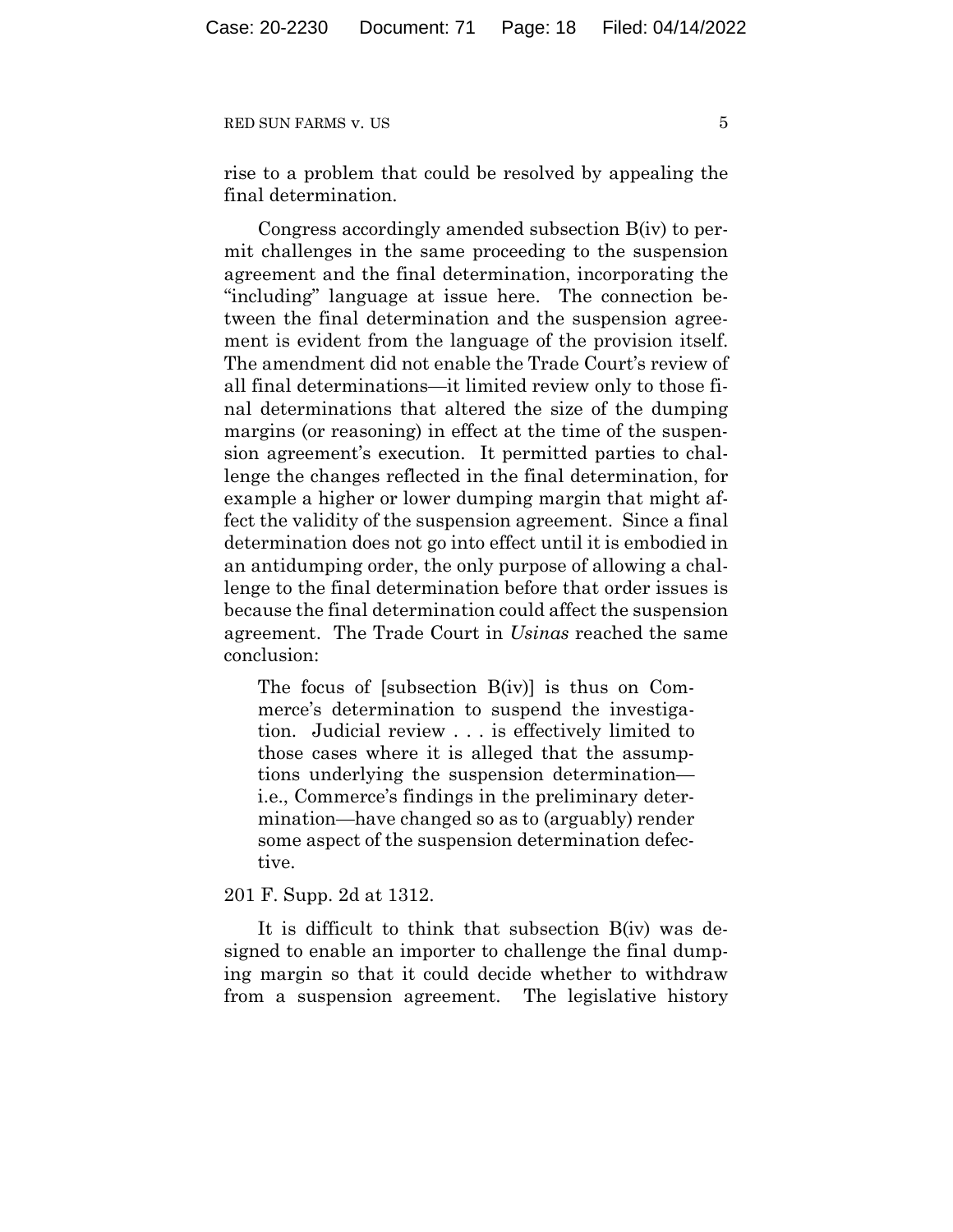rise to a problem that could be resolved by appealing the final determination.

Congress accordingly amended subsection B(iv) to permit challenges in the same proceeding to the suspension agreement and the final determination, incorporating the "including" language at issue here. The connection between the final determination and the suspension agreement is evident from the language of the provision itself. The amendment did not enable the Trade Court's review of all final determinations—it limited review only to those final determinations that altered the size of the dumping margins (or reasoning) in effect at the time of the suspension agreement's execution. It permitted parties to challenge the changes reflected in the final determination, for example a higher or lower dumping margin that might affect the validity of the suspension agreement. Since a final determination does not go into effect until it is embodied in an antidumping order, the only purpose of allowing a challenge to the final determination before that order issues is because the final determination could affect the suspension agreement. The Trade Court in *Usinas* reached the same conclusion:

> The focus of [subsection B(iv)] is thus on Commerce's determination to suspend the investigation. Judicial review . . . is effectively limited to those cases where it is alleged that the assumptions underlying the suspension determination—i.e., Commerce's findings in the preliminary determination—have changed so as to (arguably) render some aspect of the suspension determination defective.

201 F. Supp. 2d at 1312.

It is difficult to think that subsection B(iv) was designed to enable an importer to challenge the final dumping margin so that it could decide whether to withdraw from a suspension agreement. The legislative history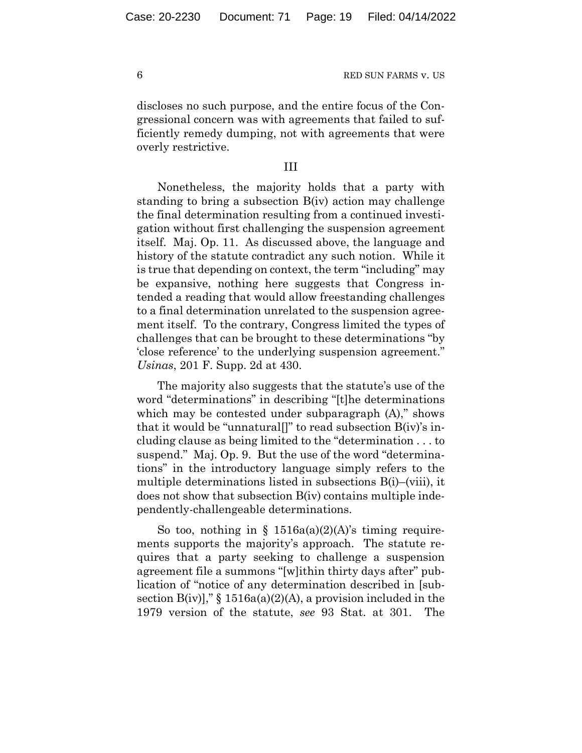discloses no such purpose, and the entire focus of the Congressional concern was with agreements that failed to sufficiently remedy dumping, not with agreements that were overly restrictive.

III

Nonetheless, the majority holds that a party with standing to bring a subsection B(iv) action may challenge the final determination resulting from a continued investigation without first challenging the suspension agreement itself. Maj. Op. 11. As discussed above, the language and history of the statute contradict any such notion. While it is true that depending on context, the term "including" may be expansive, nothing here suggests that Congress intended a reading that would allow freestanding challenges to a final determination unrelated to the suspension agreement itself. To the contrary, Congress limited the types of challenges that can be brought to these determinations "by 'close reference' to the underlying suspension agreement." *Usinas*, 201 F. Supp. 2d at 430.

The majority also suggests that the statute's use of the word "determinations" in describing "[t]he determinations which may be contested under subparagraph (A)," shows that it would be "unnatural[]" to read subsection B(iv)'s including clause as being limited to the "determination . . . to suspend." Maj. Op. 9. But the use of the word "determinations" in the introductory language simply refers to the multiple determinations listed in subsections B(i)–(viii), it does not show that subsection B(iv) contains multiple independently-challengeable determinations.

So too, nothing in § 1516a(a)(2)(A)'s timing requirements supports the majority's approach. The statute requires that a party seeking to challenge a suspension agreement file a summons "[w]ithin thirty days after" publication of "notice of any determination described in [subsection B(iv)]," § 1516a(a)(2)(A), a provision included in the 1979 version of the statute, *see* 93 Stat. at 301. The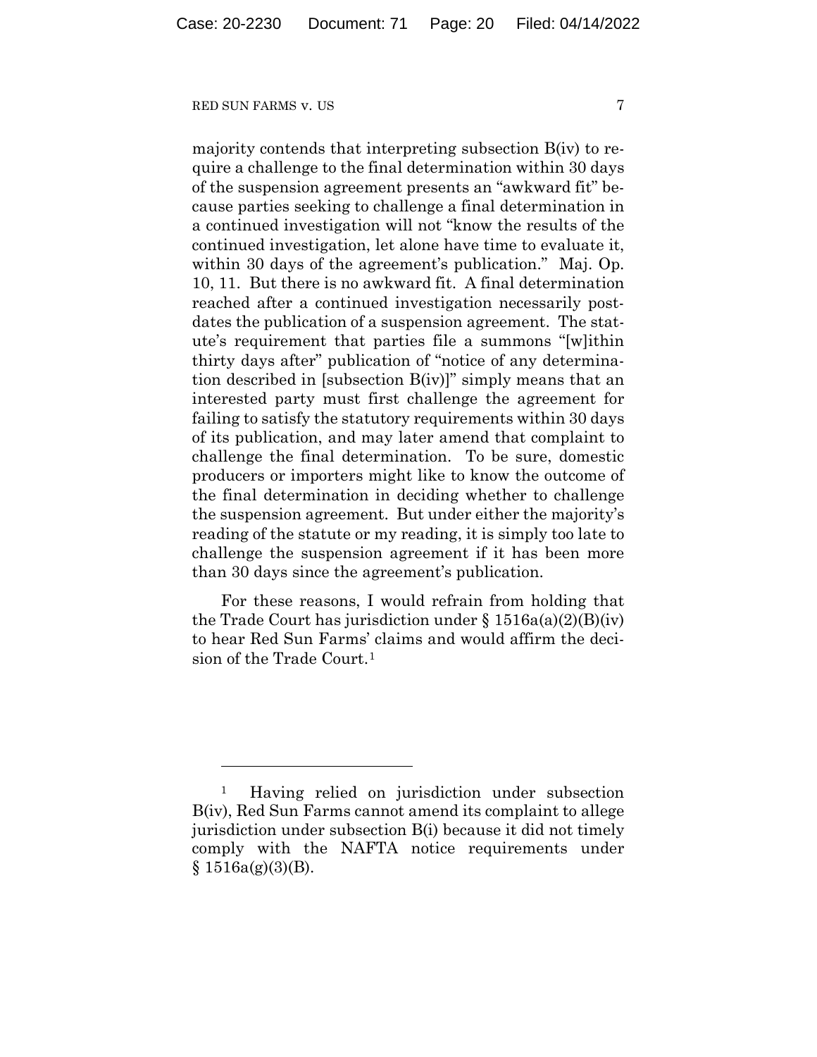majority contends that interpreting subsection B(iv) to require a challenge to the final determination within 30 days of the suspension agreement presents an "awkward fit" because parties seeking to challenge a final determination in a continued investigation will not "know the results of the continued investigation, let alone have time to evaluate it, within 30 days of the agreement's publication." Maj. Op. 10, 11. But there is no awkward fit. A final determination reached after a continued investigation necessarily postdates the publication of a suspension agreement. The statute's requirement that parties file a summons "[w]ithin thirty days after" publication of "notice of any determination described in [subsection B(iv)]" simply means that an interested party must first challenge the agreement for failing to satisfy the statutory requirements within 30 days of its publication, and may later amend that complaint to challenge the final determination. To be sure, domestic producers or importers might like to know the outcome of the final determination in deciding whether to challenge the suspension agreement. But under either the majority's reading of the statute or my reading, it is simply too late to challenge the suspension agreement if it has been more than 30 days since the agreement's publication.

For these reasons, I would refrain from holding that the Trade Court has jurisdiction under § 1516a(a)(2)(B)(iv) to hear Red Sun Farms' claims and would affirm the decision of the Trade Court.[1]

---

[1] Having relied on jurisdiction under subsection B(iv), Red Sun Farms cannot amend its complaint to allege jurisdiction under subsection B(i) because it did not timely comply with the NAFTA notice requirements under § 1516a(g)(3)(B).